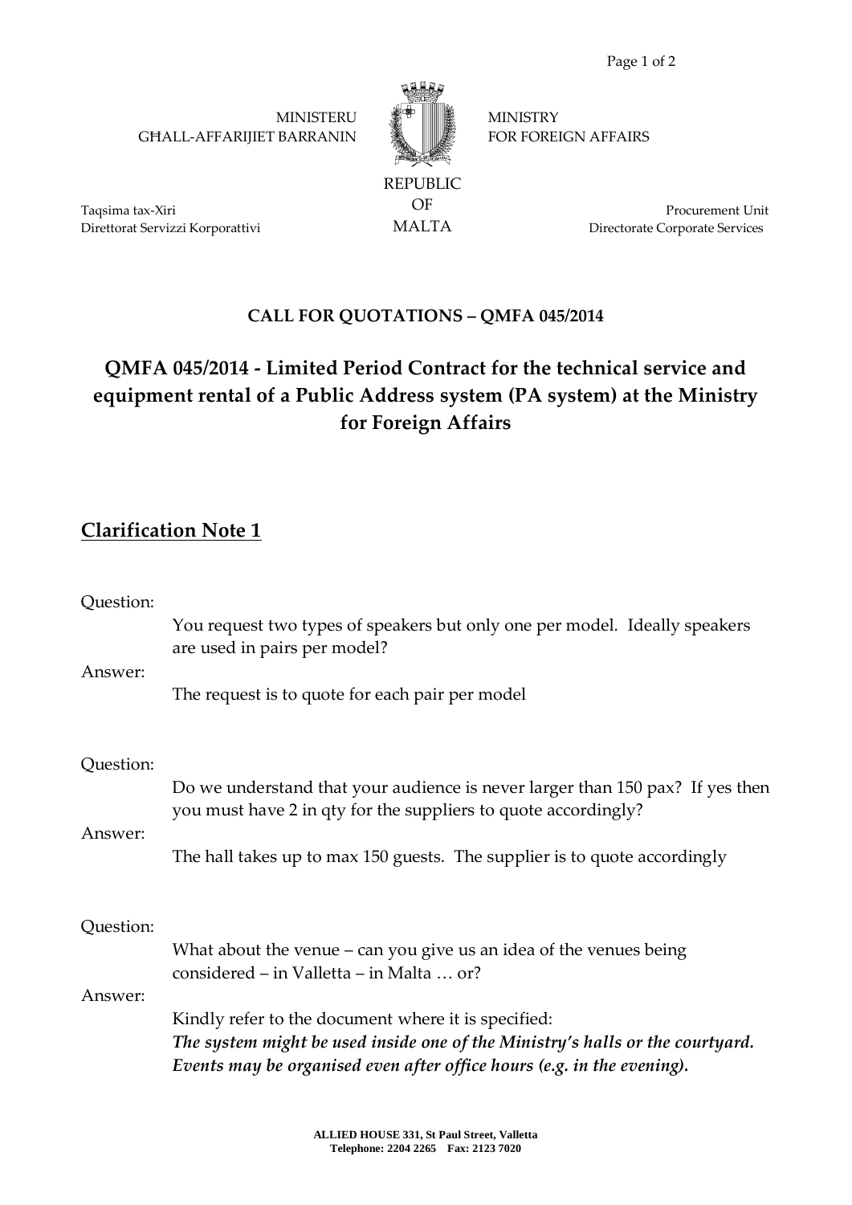MINISTERU GĦALL-AFFARIJIET BARRANIN

MINISTRY FOR FOREIGN AFFAIRS

REPUBLIC OF MALTA

Taqsima tax-Xiri
Direttorat Servizzi Korporattivi

Procurement Unit
Directorate Corporate Services

**CALL FOR QUOTATIONS – QMFA 045/2014**

# QMFA 045/2014 - Limited Period Contract for the technical service and equipment rental of a Public Address system (PA system) at the Ministry for Foreign Affairs

## Clarification Note 1

Question:

You request two types of speakers but only one per model. Ideally speakers are used in pairs per model?

Answer:

The request is to quote for each pair per model

Question:

Do we understand that your audience is never larger than 150 pax? If yes then you must have 2 in qty for the suppliers to quote accordingly?

Answer:

The hall takes up to max 150 guests. The supplier is to quote accordingly

Question:

What about the venue – can you give us an idea of the venues being considered – in Valletta – in Malta … or?

Answer:

Kindly refer to the document where it is specified:
***The system might be used inside one of the Ministry's halls or the courtyard. Events may be organised even after office hours (e.g. in the evening).***

**ALLIED HOUSE 331, St Paul Street, Valletta**
**Telephone: 2204 2265 Fax: 2123 7020**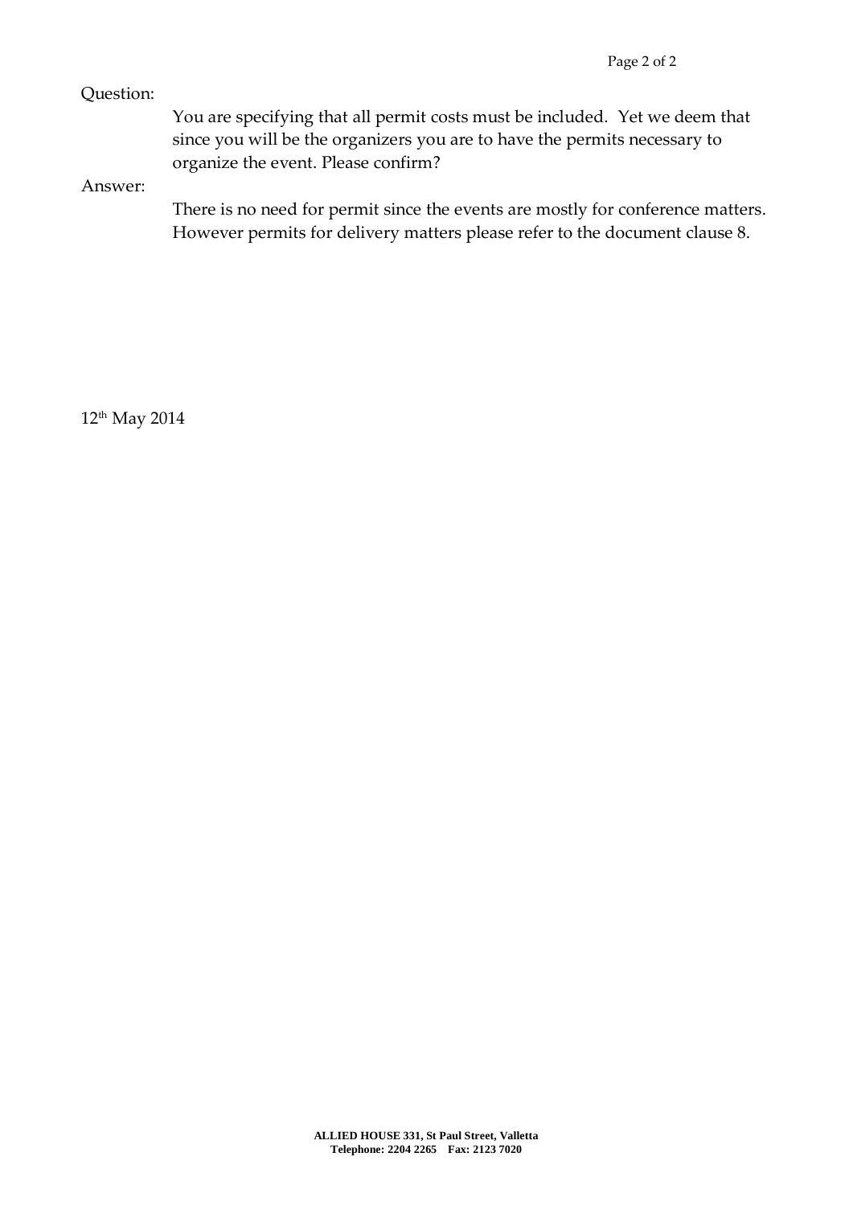Question:

You are specifying that all permit costs must be included. Yet we deem that since you will be the organizers you are to have the permits necessary to organize the event. Please confirm?

Answer:

There is no need for permit since the events are mostly for conference matters. However permits for delivery matters please refer to the document clause 8.

12th May 2014

**ALLIED HOUSE 331, St Paul Street, Valletta**
**Telephone: 2204 2265 Fax: 2123 7020**